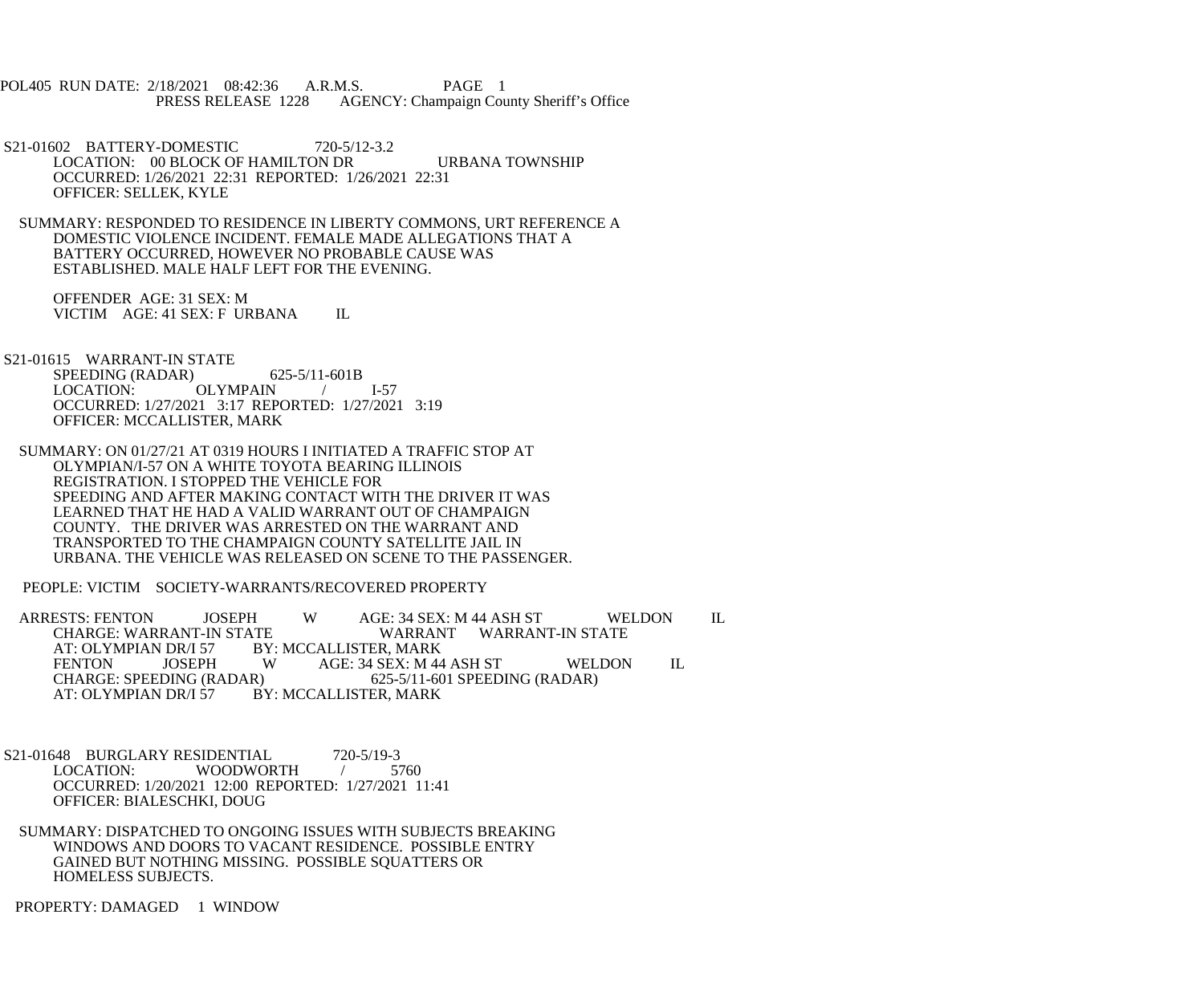POL405 RUN DATE: 2/18/2021 08:42:36 A.R.M.S. PAGE 1
PRESS RELEASE 1228 AGENCY: Champaign County Sheriff's Office

S21-01602 BATTERY-DOMESTIC 720-5/12-3.2
LOCATION: 00 BLOCK OF HAMILTON DR URBANA TOWNSHIP
OCCURRED: 1/26/2021 22:31 REPORTED: 1/26/2021 22:31
OFFICER: SELLEK, KYLE

SUMMARY: RESPONDED TO RESIDENCE IN LIBERTY COMMONS, URT REFERENCE A DOMESTIC VIOLENCE INCIDENT. FEMALE MADE ALLEGATIONS THAT A BATTERY OCCURRED, HOWEVER NO PROBABLE CAUSE WAS ESTABLISHED. MALE HALF LEFT FOR THE EVENING.

OFFENDER AGE: 31 SEX: M
VICTIM AGE: 41 SEX: F URBANA IL

S21-01615 WARRANT-IN STATE
SPEEDING (RADAR) 625-5/11-601B
LOCATION: OLYMPAIN / I-57
OCCURRED: 1/27/2021 3:17 REPORTED: 1/27/2021 3:19
OFFICER: MCCALLISTER, MARK

SUMMARY: ON 01/27/21 AT 0319 HOURS I INITIATED A TRAFFIC STOP AT OLYMPIAN/I-57 ON A WHITE TOYOTA BEARING ILLINOIS REGISTRATION. I STOPPED THE VEHICLE FOR SPEEDING AND AFTER MAKING CONTACT WITH THE DRIVER IT WAS LEARNED THAT HE HAD A VALID WARRANT OUT OF CHAMPAIGN COUNTY. THE DRIVER WAS ARRESTED ON THE WARRANT AND TRANSPORTED TO THE CHAMPAIGN COUNTY SATELLITE JAIL IN URBANA. THE VEHICLE WAS RELEASED ON SCENE TO THE PASSENGER.

PEOPLE: VICTIM SOCIETY-WARRANTS/RECOVERED PROPERTY

ARRESTS: FENTON JOSEPH W AGE: 34 SEX: M 44 ASH ST WELDON IL
CHARGE: WARRANT-IN STATE WARRANT WARRANT-IN STATE
AT: OLYMPIAN DR/I 57 BY: MCCALLISTER, MARK
FENTON JOSEPH W AGE: 34 SEX: M 44 ASH ST WELDON IL
CHARGE: SPEEDING (RADAR) 625-5/11-601 SPEEDING (RADAR)
AT: OLYMPIAN DR/I 57 BY: MCCALLISTER, MARK

S21-01648 BURGLARY RESIDENTIAL 720-5/19-3
LOCATION: WOODWORTH / 5760
OCCURRED: 1/20/2021 12:00 REPORTED: 1/27/2021 11:41
OFFICER: BIALESCHKI, DOUG

SUMMARY: DISPATCHED TO ONGOING ISSUES WITH SUBJECTS BREAKING WINDOWS AND DOORS TO VACANT RESIDENCE. POSSIBLE ENTRY GAINED BUT NOTHING MISSING. POSSIBLE SQUATTERS OR HOMELESS SUBJECTS.

PROPERTY: DAMAGED 1 WINDOW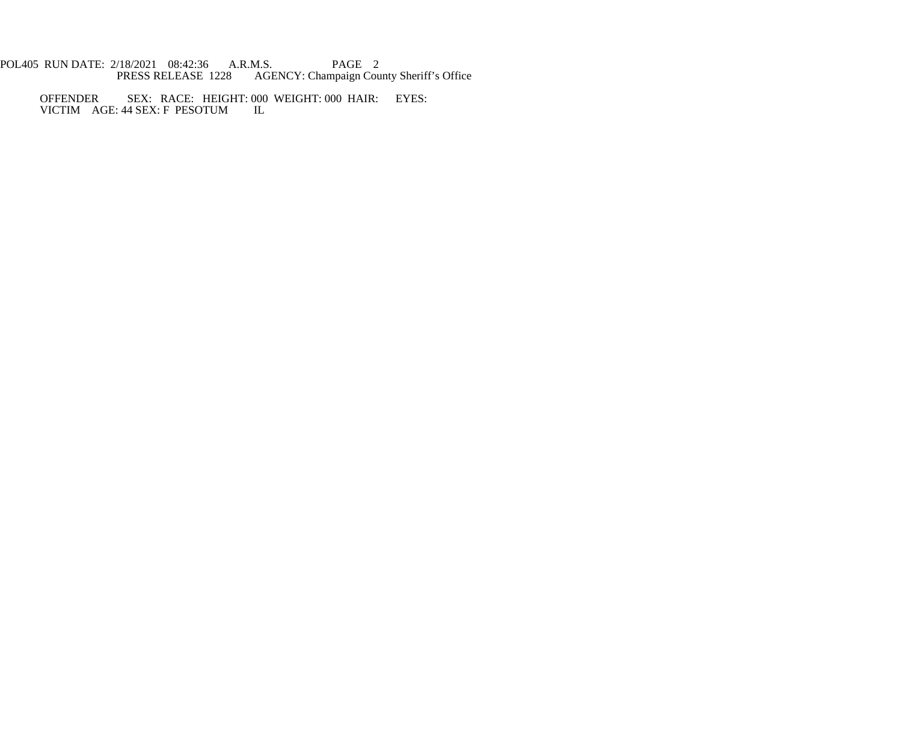OFFENDER SEX: RACE: HEIGHT: 000 WEIGHT: 000 HAIR: EYES:

VICTIM AGE: 44 SEX: F PESOTUM IL